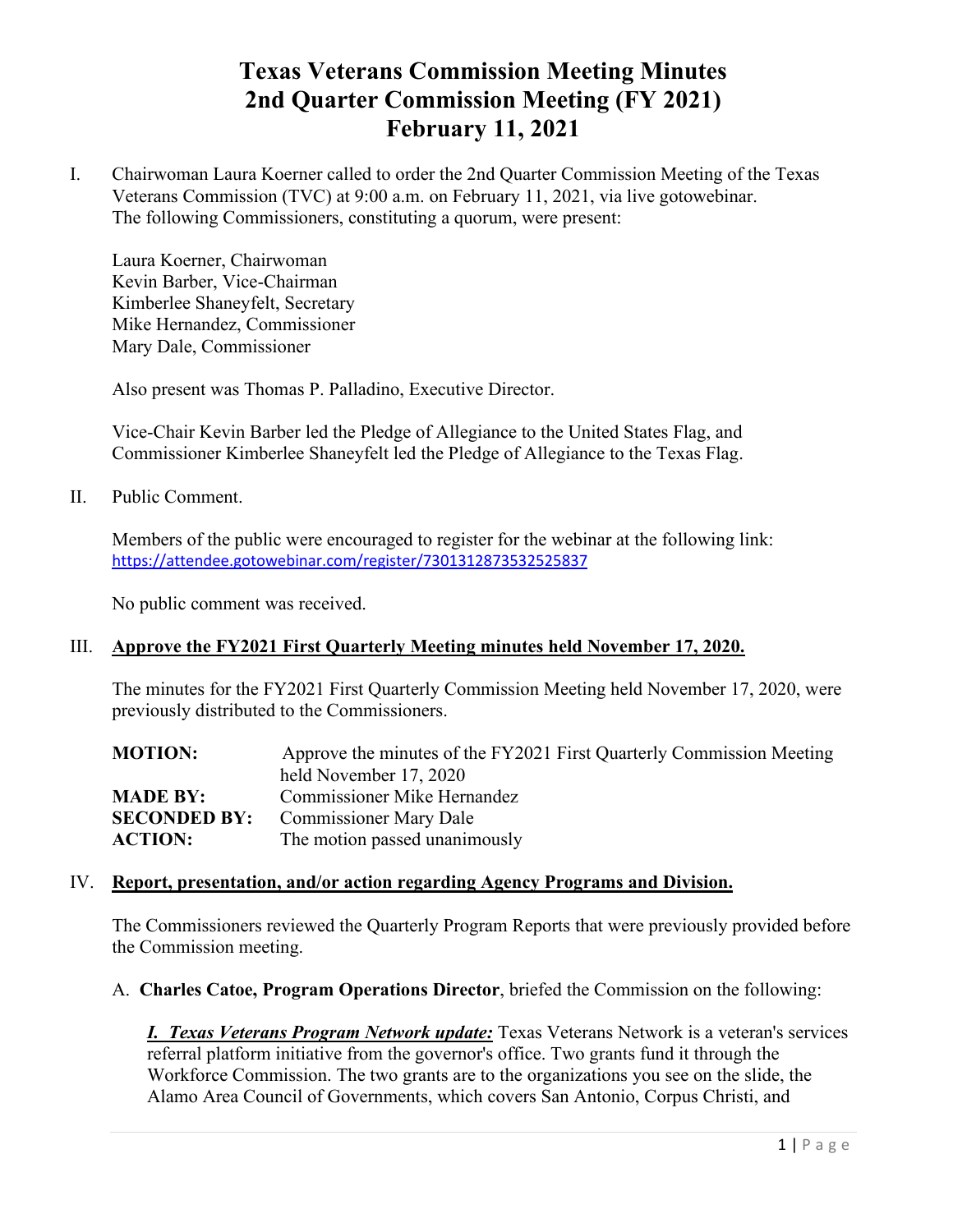# Texas Veterans Commission Meeting Minutes
# 2nd Quarter Commission Meeting (FY 2021)
# February 11, 2021

I. Chairwoman Laura Koerner called to order the 2nd Quarter Commission Meeting of the Texas Veterans Commission (TVC) at 9:00 a.m. on February 11, 2021, via live gotowebinar. The following Commissioners, constituting a quorum, were present:

Laura Koerner, Chairwoman
Kevin Barber, Vice-Chairman
Kimberlee Shaneyfelt, Secretary
Mike Hernandez, Commissioner
Mary Dale, Commissioner

Also present was Thomas P. Palladino, Executive Director.

Vice-Chair Kevin Barber led the Pledge of Allegiance to the United States Flag, and Commissioner Kimberlee Shaneyfelt led the Pledge of Allegiance to the Texas Flag.

II. Public Comment.

Members of the public were encouraged to register for the webinar at the following link: https://attendee.gotowebinar.com/register/7301312873532525837

No public comment was received.

III. **Approve the FY2021 First Quarterly Meeting minutes held November 17, 2020.**

The minutes for the FY2021 First Quarterly Commission Meeting held November 17, 2020, were previously distributed to the Commissioners.

| | |
|---|---|
| **MOTION:** | Approve the minutes of the FY2021 First Quarterly Commission Meeting held November 17, 2020 |
| **MADE BY:** | Commissioner Mike Hernandez |
| **SECONDED BY:** | Commissioner Mary Dale |
| **ACTION:** | The motion passed unanimously |

IV. **Report, presentation, and/or action regarding Agency Programs and Division.**

The Commissioners reviewed the Quarterly Program Reports that were previously provided before the Commission meeting.

A. **Charles Catoe, Program Operations Director**, briefed the Commission on the following:

***I. Texas Veterans Program Network update:*** Texas Veterans Network is a veteran's services referral platform initiative from the governor's office. Two grants fund it through the Workforce Commission. The two grants are to the organizations you see on the slide, the Alamo Area Council of Governments, which covers San Antonio, Corpus Christi, and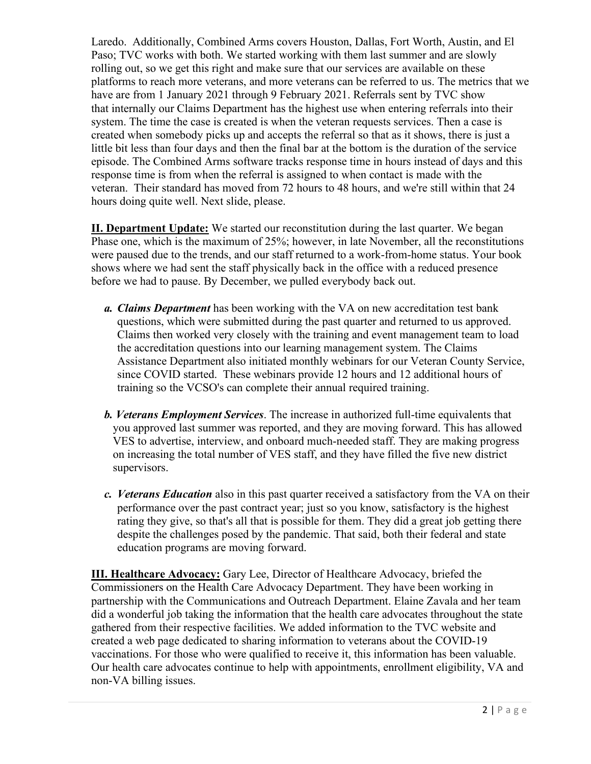Laredo. Additionally, Combined Arms covers Houston, Dallas, Fort Worth, Austin, and El Paso; TVC works with both. We started working with them last summer and are slowly rolling out, so we get this right and make sure that our services are available on these platforms to reach more veterans, and more veterans can be referred to us. The metrics that we have are from 1 January 2021 through 9 February 2021. Referrals sent by TVC show that internally our Claims Department has the highest use when entering referrals into their system. The time the case is created is when the veteran requests services. Then a case is created when somebody picks up and accepts the referral so that as it shows, there is just a little bit less than four days and then the final bar at the bottom is the duration of the service episode. The Combined Arms software tracks response time in hours instead of days and this response time is from when the referral is assigned to when contact is made with the veteran. Their standard has moved from 72 hours to 48 hours, and we're still within that 24 hours doing quite well. Next slide, please.

**II. Department Update:** We started our reconstitution during the last quarter. We began Phase one, which is the maximum of 25%; however, in late November, all the reconstitutions were paused due to the trends, and our staff returned to a work-from-home status. Your book shows where we had sent the staff physically back in the office with a reduced presence before we had to pause. By December, we pulled everybody back out.

*a.* ***Claims Department*** has been working with the VA on new accreditation test bank questions, which were submitted during the past quarter and returned to us approved. Claims then worked very closely with the training and event management team to load the accreditation questions into our learning management system. The Claims Assistance Department also initiated monthly webinars for our Veteran County Service, since COVID started. These webinars provide 12 hours and 12 additional hours of training so the VCSO's can complete their annual required training.

*b.* ***Veterans Employment Services***. The increase in authorized full-time equivalents that you approved last summer was reported, and they are moving forward. This has allowed VES to advertise, interview, and onboard much-needed staff. They are making progress on increasing the total number of VES staff, and they have filled the five new district supervisors.

*c.* ***Veterans Education*** also in this past quarter received a satisfactory from the VA on their performance over the past contract year; just so you know, satisfactory is the highest rating they give, so that's all that is possible for them. They did a great job getting there despite the challenges posed by the pandemic. That said, both their federal and state education programs are moving forward.

**III. Healthcare Advocacy:** Gary Lee, Director of Healthcare Advocacy, briefed the Commissioners on the Health Care Advocacy Department. They have been working in partnership with the Communications and Outreach Department. Elaine Zavala and her team did a wonderful job taking the information that the health care advocates throughout the state gathered from their respective facilities. We added information to the TVC website and created a web page dedicated to sharing information to veterans about the COVID-19 vaccinations. For those who were qualified to receive it, this information has been valuable. Our health care advocates continue to help with appointments, enrollment eligibility, VA and non-VA billing issues.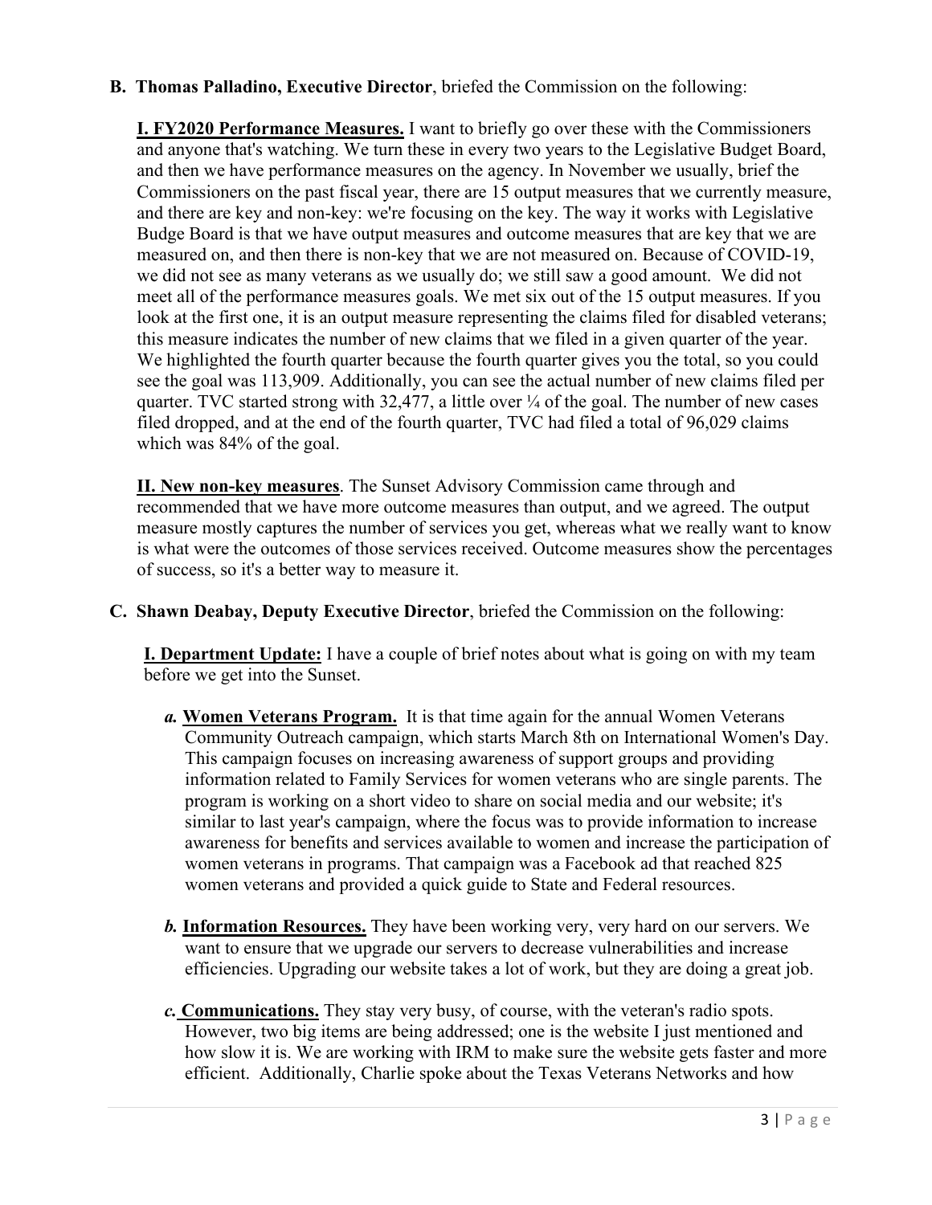**B. Thomas Palladino, Executive Director**, briefed the Commission on the following:

**I. FY2020 Performance Measures.** I want to briefly go over these with the Commissioners and anyone that's watching. We turn these in every two years to the Legislative Budget Board, and then we have performance measures on the agency. In November we usually, brief the Commissioners on the past fiscal year, there are 15 output measures that we currently measure, and there are key and non-key: we're focusing on the key. The way it works with Legislative Budge Board is that we have output measures and outcome measures that are key that we are measured on, and then there is non-key that we are not measured on. Because of COVID-19, we did not see as many veterans as we usually do; we still saw a good amount. We did not meet all of the performance measures goals. We met six out of the 15 output measures. If you look at the first one, it is an output measure representing the claims filed for disabled veterans; this measure indicates the number of new claims that we filed in a given quarter of the year. We highlighted the fourth quarter because the fourth quarter gives you the total, so you could see the goal was 113,909. Additionally, you can see the actual number of new claims filed per quarter. TVC started strong with 32,477, a little over ¼ of the goal. The number of new cases filed dropped, and at the end of the fourth quarter, TVC had filed a total of 96,029 claims which was 84% of the goal.

**II. New non-key measures**. The Sunset Advisory Commission came through and recommended that we have more outcome measures than output, and we agreed. The output measure mostly captures the number of services you get, whereas what we really want to know is what were the outcomes of those services received. Outcome measures show the percentages of success, so it's a better way to measure it.

**C. Shawn Deabay, Deputy Executive Director**, briefed the Commission on the following:

**I. Department Update:** I have a couple of brief notes about what is going on with my team before we get into the Sunset.

***a.* Women Veterans Program.** It is that time again for the annual Women Veterans Community Outreach campaign, which starts March 8th on International Women's Day. This campaign focuses on increasing awareness of support groups and providing information related to Family Services for women veterans who are single parents. The program is working on a short video to share on social media and our website; it's similar to last year's campaign, where the focus was to provide information to increase awareness for benefits and services available to women and increase the participation of women veterans in programs. That campaign was a Facebook ad that reached 825 women veterans and provided a quick guide to State and Federal resources.

***b.* Information Resources.** They have been working very, very hard on our servers. We want to ensure that we upgrade our servers to decrease vulnerabilities and increase efficiencies. Upgrading our website takes a lot of work, but they are doing a great job.

***c.* Communications.** They stay very busy, of course, with the veteran's radio spots. However, two big items are being addressed; one is the website I just mentioned and how slow it is. We are working with IRM to make sure the website gets faster and more efficient. Additionally, Charlie spoke about the Texas Veterans Networks and how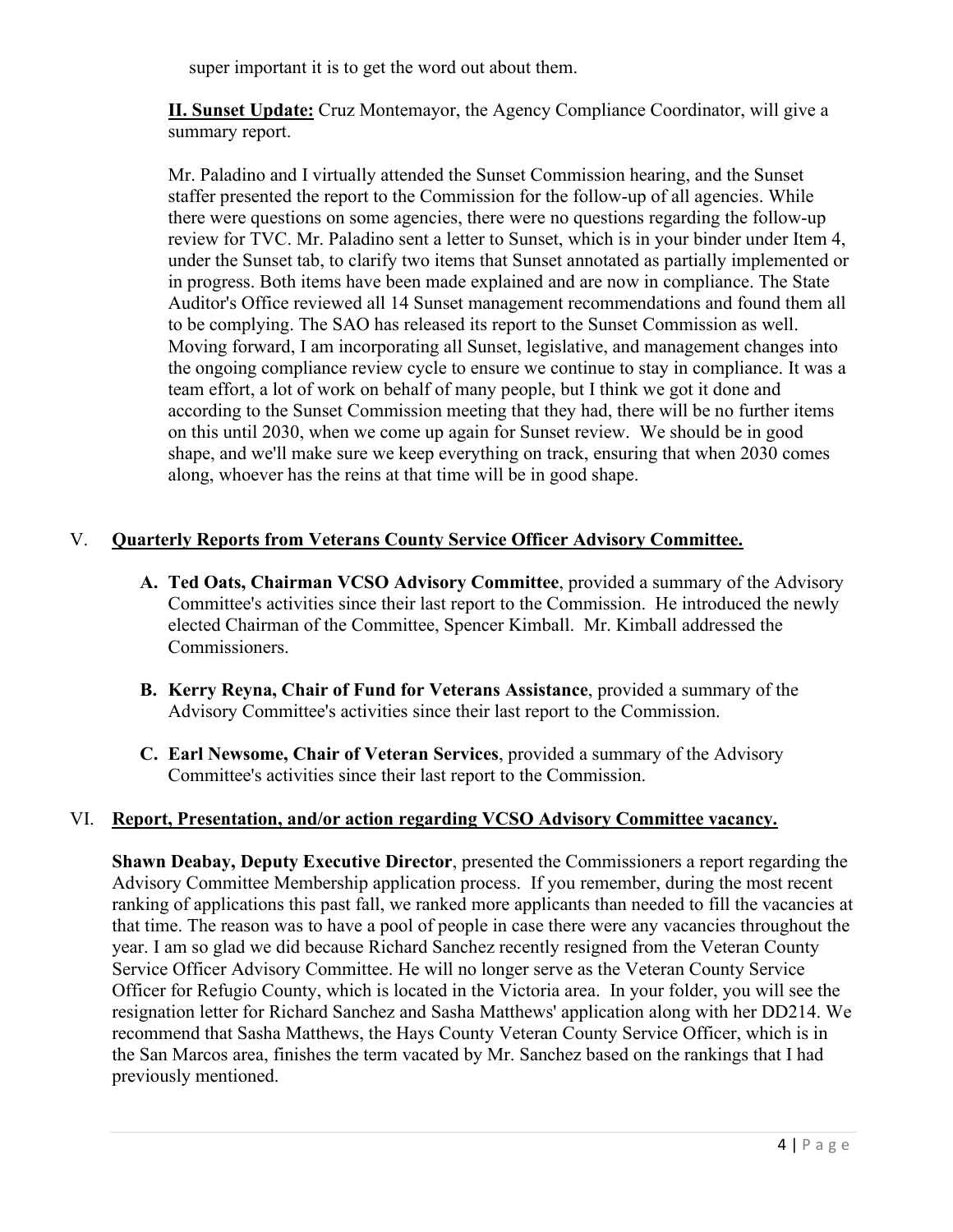super important it is to get the word out about them.

**II. Sunset Update:** Cruz Montemayor, the Agency Compliance Coordinator, will give a summary report.

Mr. Paladino and I virtually attended the Sunset Commission hearing, and the Sunset staffer presented the report to the Commission for the follow-up of all agencies. While there were questions on some agencies, there were no questions regarding the follow-up review for TVC. Mr. Paladino sent a letter to Sunset, which is in your binder under Item 4, under the Sunset tab, to clarify two items that Sunset annotated as partially implemented or in progress. Both items have been made explained and are now in compliance. The State Auditor's Office reviewed all 14 Sunset management recommendations and found them all to be complying. The SAO has released its report to the Sunset Commission as well. Moving forward, I am incorporating all Sunset, legislative, and management changes into the ongoing compliance review cycle to ensure we continue to stay in compliance. It was a team effort, a lot of work on behalf of many people, but I think we got it done and according to the Sunset Commission meeting that they had, there will be no further items on this until 2030, when we come up again for Sunset review. We should be in good shape, and we'll make sure we keep everything on track, ensuring that when 2030 comes along, whoever has the reins at that time will be in good shape.

## V. Quarterly Reports from Veterans County Service Officer Advisory Committee.

**A. Ted Oats, Chairman VCSO Advisory Committee**, provided a summary of the Advisory Committee's activities since their last report to the Commission. He introduced the newly elected Chairman of the Committee, Spencer Kimball. Mr. Kimball addressed the Commissioners.

**B. Kerry Reyna, Chair of Fund for Veterans Assistance**, provided a summary of the Advisory Committee's activities since their last report to the Commission.

**C. Earl Newsome, Chair of Veteran Services**, provided a summary of the Advisory Committee's activities since their last report to the Commission.

## VI. Report, Presentation, and/or action regarding VCSO Advisory Committee vacancy.

**Shawn Deabay, Deputy Executive Director**, presented the Commissioners a report regarding the Advisory Committee Membership application process. If you remember, during the most recent ranking of applications this past fall, we ranked more applicants than needed to fill the vacancies at that time. The reason was to have a pool of people in case there were any vacancies throughout the year. I am so glad we did because Richard Sanchez recently resigned from the Veteran County Service Officer Advisory Committee. He will no longer serve as the Veteran County Service Officer for Refugio County, which is located in the Victoria area. In your folder, you will see the resignation letter for Richard Sanchez and Sasha Matthews' application along with her DD214. We recommend that Sasha Matthews, the Hays County Veteran County Service Officer, which is in the San Marcos area, finishes the term vacated by Mr. Sanchez based on the rankings that I had previously mentioned.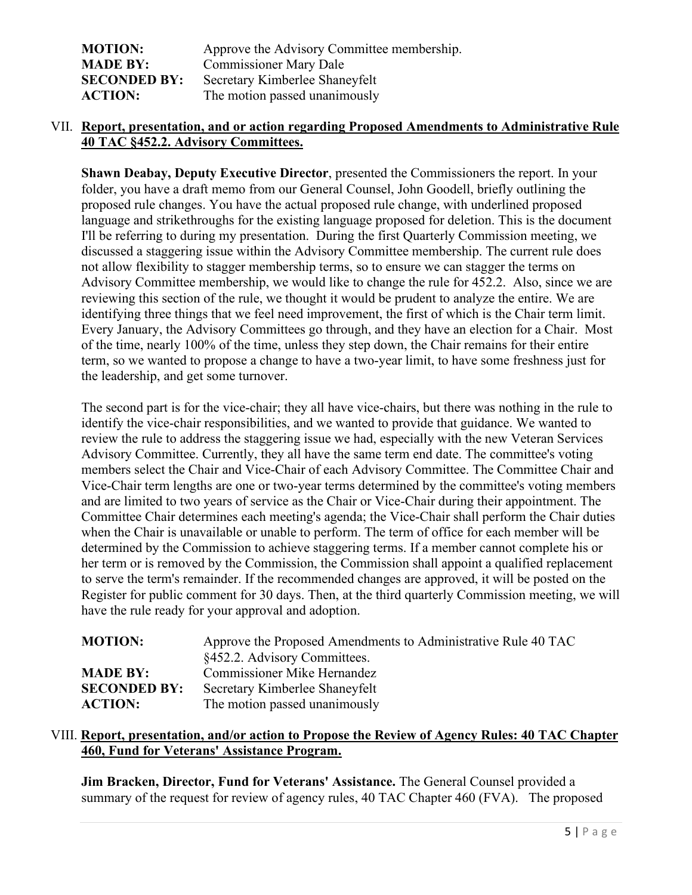| | |
|---|---|
| **MOTION:** | Approve the Advisory Committee membership. |
| **MADE BY:** | Commissioner Mary Dale |
| **SECONDED BY:** | Secretary Kimberlee Shaneyfelt |
| **ACTION:** | The motion passed unanimously |

## VII. Report, presentation, and or action regarding Proposed Amendments to Administrative Rule 40 TAC §452.2. Advisory Committees.

**Shawn Deabay, Deputy Executive Director**, presented the Commissioners the report. In your folder, you have a draft memo from our General Counsel, John Goodell, briefly outlining the proposed rule changes. You have the actual proposed rule change, with underlined proposed language and strikethroughs for the existing language proposed for deletion. This is the document I'll be referring to during my presentation. During the first Quarterly Commission meeting, we discussed a staggering issue within the Advisory Committee membership. The current rule does not allow flexibility to stagger membership terms, so to ensure we can stagger the terms on Advisory Committee membership, we would like to change the rule for 452.2. Also, since we are reviewing this section of the rule, we thought it would be prudent to analyze the entire. We are identifying three things that we feel need improvement, the first of which is the Chair term limit. Every January, the Advisory Committees go through, and they have an election for a Chair. Most of the time, nearly 100% of the time, unless they step down, the Chair remains for their entire term, so we wanted to propose a change to have a two-year limit, to have some freshness just for the leadership, and get some turnover.

The second part is for the vice-chair; they all have vice-chairs, but there was nothing in the rule to identify the vice-chair responsibilities, and we wanted to provide that guidance. We wanted to review the rule to address the staggering issue we had, especially with the new Veteran Services Advisory Committee. Currently, they all have the same term end date. The committee's voting members select the Chair and Vice-Chair of each Advisory Committee. The Committee Chair and Vice-Chair term lengths are one or two-year terms determined by the committee's voting members and are limited to two years of service as the Chair or Vice-Chair during their appointment. The Committee Chair determines each meeting's agenda; the Vice-Chair shall perform the Chair duties when the Chair is unavailable or unable to perform. The term of office for each member will be determined by the Commission to achieve staggering terms. If a member cannot complete his or her term or is removed by the Commission, the Commission shall appoint a qualified replacement to serve the term's remainder. If the recommended changes are approved, it will be posted on the Register for public comment for 30 days. Then, at the third quarterly Commission meeting, we will have the rule ready for your approval and adoption.

| | |
|---|---|
| **MOTION:** | Approve the Proposed Amendments to Administrative Rule 40 TAC §452.2. Advisory Committees. |
| **MADE BY:** | Commissioner Mike Hernandez |
| **SECONDED BY:** | Secretary Kimberlee Shaneyfelt |
| **ACTION:** | The motion passed unanimously |

## VIII. Report, presentation, and/or action to Propose the Review of Agency Rules: 40 TAC Chapter 460, Fund for Veterans' Assistance Program.

**Jim Bracken, Director, Fund for Veterans' Assistance.** The General Counsel provided a summary of the request for review of agency rules, 40 TAC Chapter 460 (FVA). The proposed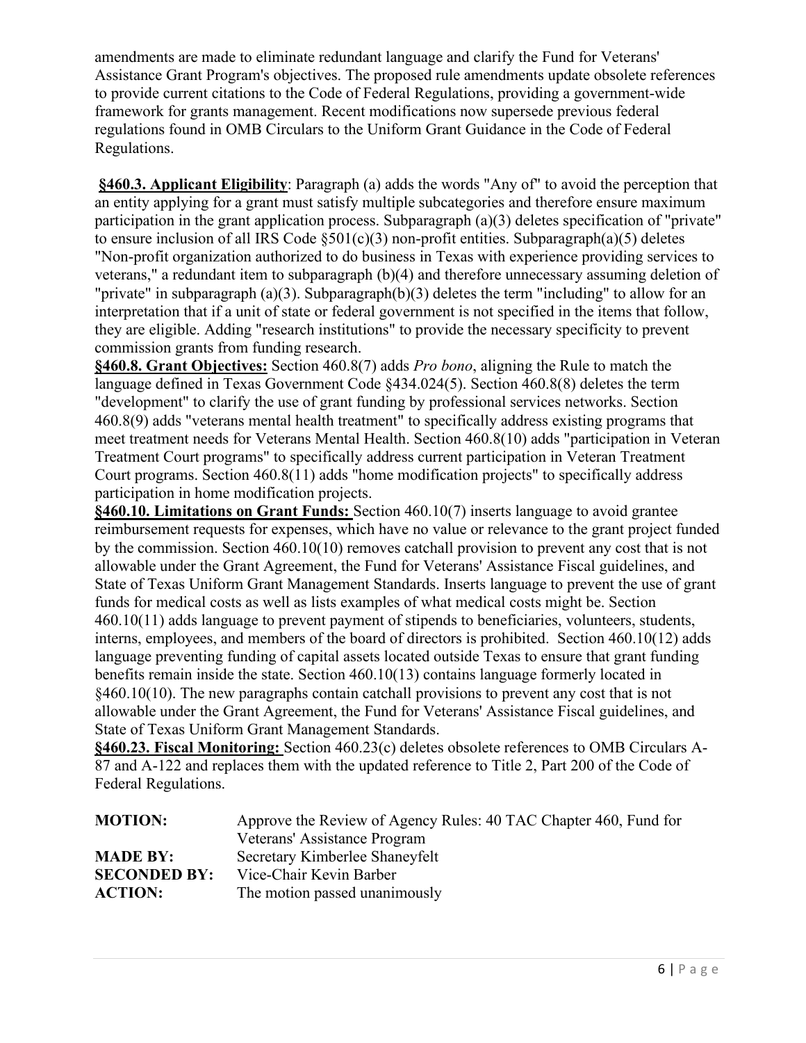amendments are made to eliminate redundant language and clarify the Fund for Veterans' Assistance Grant Program's objectives. The proposed rule amendments update obsolete references to provide current citations to the Code of Federal Regulations, providing a government-wide framework for grants management. Recent modifications now supersede previous federal regulations found in OMB Circulars to the Uniform Grant Guidance in the Code of Federal Regulations.

**§460.3. Applicant Eligibility**: Paragraph (a) adds the words "Any of" to avoid the perception that an entity applying for a grant must satisfy multiple subcategories and therefore ensure maximum participation in the grant application process. Subparagraph (a)(3) deletes specification of "private" to ensure inclusion of all IRS Code §501(c)(3) non-profit entities. Subparagraph(a)(5) deletes "Non-profit organization authorized to do business in Texas with experience providing services to veterans," a redundant item to subparagraph (b)(4) and therefore unnecessary assuming deletion of "private" in subparagraph (a)(3). Subparagraph(b)(3) deletes the term "including" to allow for an interpretation that if a unit of state or federal government is not specified in the items that follow, they are eligible. Adding "research institutions" to provide the necessary specificity to prevent commission grants from funding research.

**§460.8. Grant Objectives:** Section 460.8(7) adds *Pro bono*, aligning the Rule to match the language defined in Texas Government Code §434.024(5). Section 460.8(8) deletes the term "development" to clarify the use of grant funding by professional services networks. Section 460.8(9) adds "veterans mental health treatment" to specifically address existing programs that meet treatment needs for Veterans Mental Health. Section 460.8(10) adds "participation in Veteran Treatment Court programs" to specifically address current participation in Veteran Treatment Court programs. Section 460.8(11) adds "home modification projects" to specifically address participation in home modification projects.

**§460.10. Limitations on Grant Funds:** Section 460.10(7) inserts language to avoid grantee reimbursement requests for expenses, which have no value or relevance to the grant project funded by the commission. Section 460.10(10) removes catchall provision to prevent any cost that is not allowable under the Grant Agreement, the Fund for Veterans' Assistance Fiscal guidelines, and State of Texas Uniform Grant Management Standards. Inserts language to prevent the use of grant funds for medical costs as well as lists examples of what medical costs might be. Section 460.10(11) adds language to prevent payment of stipends to beneficiaries, volunteers, students, interns, employees, and members of the board of directors is prohibited. Section 460.10(12) adds language preventing funding of capital assets located outside Texas to ensure that grant funding benefits remain inside the state. Section 460.10(13) contains language formerly located in §460.10(10). The new paragraphs contain catchall provisions to prevent any cost that is not allowable under the Grant Agreement, the Fund for Veterans' Assistance Fiscal guidelines, and State of Texas Uniform Grant Management Standards.

**§460.23. Fiscal Monitoring:** Section 460.23(c) deletes obsolete references to OMB Circulars A-87 and A-122 and replaces them with the updated reference to Title 2, Part 200 of the Code of Federal Regulations.

| | |
|---|---|
| **MOTION:** | Approve the Review of Agency Rules: 40 TAC Chapter 460, Fund for Veterans' Assistance Program |
| **MADE BY:** | Secretary Kimberlee Shaneyfelt |
| **SECONDED BY:** | Vice-Chair Kevin Barber |
| **ACTION:** | The motion passed unanimously |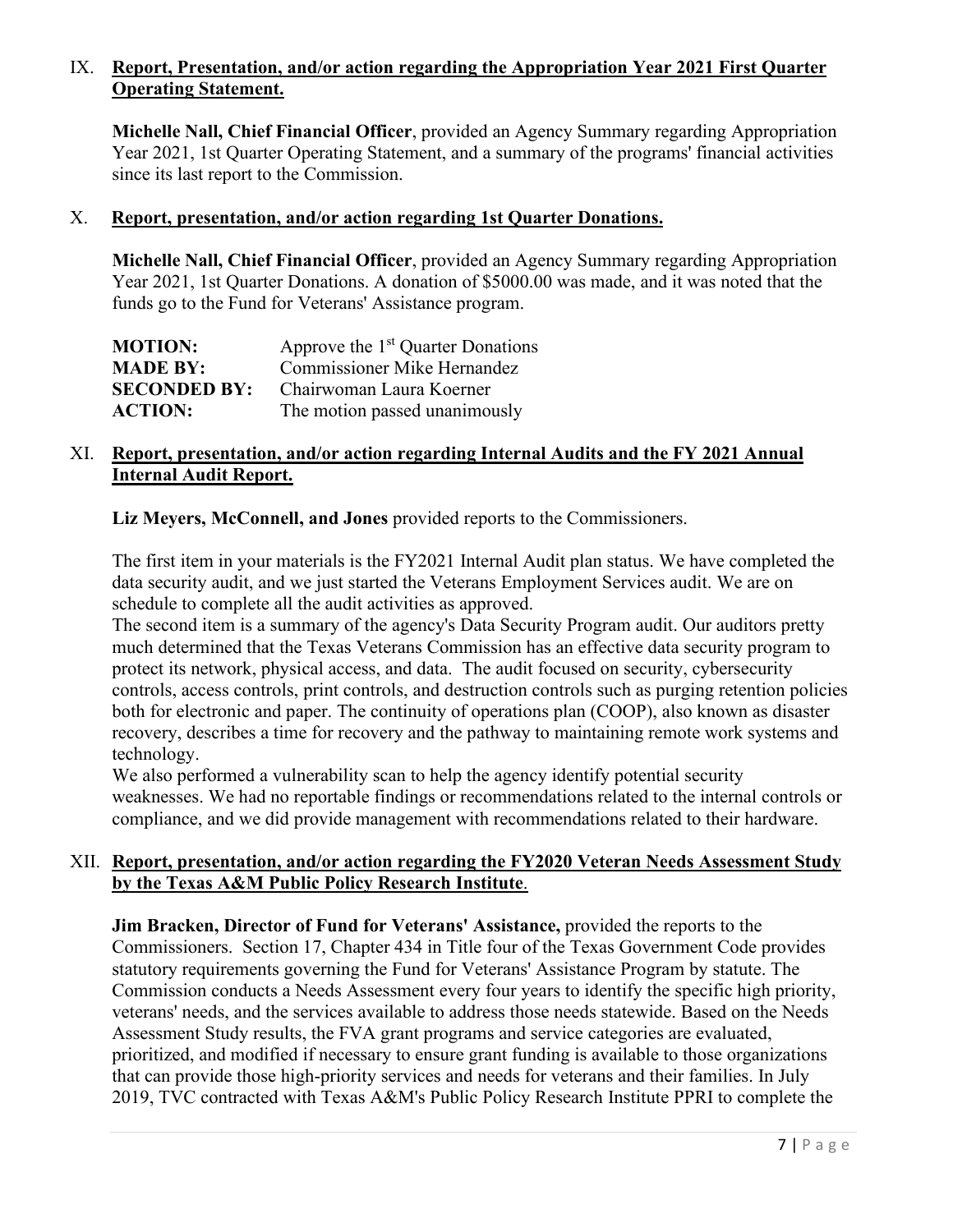## IX. Report, Presentation, and/or action regarding the Appropriation Year 2021 First Quarter Operating Statement.

**Michelle Nall, Chief Financial Officer**, provided an Agency Summary regarding Appropriation Year 2021, 1st Quarter Operating Statement, and a summary of the programs' financial activities since its last report to the Commission.

## X. Report, presentation, and/or action regarding 1st Quarter Donations.

**Michelle Nall, Chief Financial Officer**, provided an Agency Summary regarding Appropriation Year 2021, 1st Quarter Donations. A donation of $5000.00 was made, and it was noted that the funds go to the Fund for Veterans' Assistance program.

| | |
|---|---|
| **MOTION:** | Approve the 1st Quarter Donations |
| **MADE BY:** | Commissioner Mike Hernandez |
| **SECONDED BY:** | Chairwoman Laura Koerner |
| **ACTION:** | The motion passed unanimously |

## XI. Report, presentation, and/or action regarding Internal Audits and the FY 2021 Annual Internal Audit Report.

**Liz Meyers, McConnell, and Jones** provided reports to the Commissioners.

The first item in your materials is the FY2021 Internal Audit plan status. We have completed the data security audit, and we just started the Veterans Employment Services audit. We are on schedule to complete all the audit activities as approved.

The second item is a summary of the agency's Data Security Program audit. Our auditors pretty much determined that the Texas Veterans Commission has an effective data security program to protect its network, physical access, and data. The audit focused on security, cybersecurity controls, access controls, print controls, and destruction controls such as purging retention policies both for electronic and paper. The continuity of operations plan (COOP), also known as disaster recovery, describes a time for recovery and the pathway to maintaining remote work systems and technology.

We also performed a vulnerability scan to help the agency identify potential security weaknesses. We had no reportable findings or recommendations related to the internal controls or compliance, and we did provide management with recommendations related to their hardware.

## XII. Report, presentation, and/or action regarding the FY2020 Veteran Needs Assessment Study by the Texas A&M Public Policy Research Institute.

**Jim Bracken, Director of Fund for Veterans' Assistance,** provided the reports to the Commissioners. Section 17, Chapter 434 in Title four of the Texas Government Code provides statutory requirements governing the Fund for Veterans' Assistance Program by statute. The Commission conducts a Needs Assessment every four years to identify the specific high priority, veterans' needs, and the services available to address those needs statewide. Based on the Needs Assessment Study results, the FVA grant programs and service categories are evaluated, prioritized, and modified if necessary to ensure grant funding is available to those organizations that can provide those high-priority services and needs for veterans and their families. In July 2019, TVC contracted with Texas A&M's Public Policy Research Institute PPRI to complete the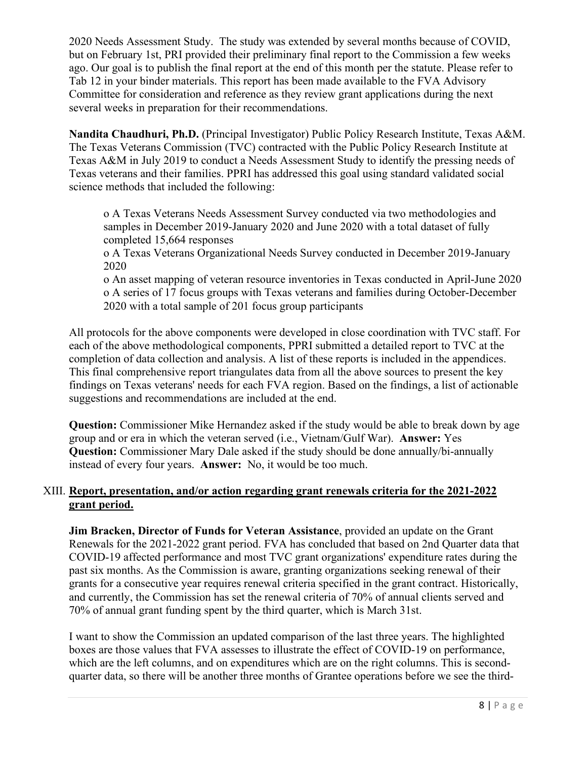2020 Needs Assessment Study. The study was extended by several months because of COVID, but on February 1st, PRI provided their preliminary final report to the Commission a few weeks ago. Our goal is to publish the final report at the end of this month per the statute. Please refer to Tab 12 in your binder materials. This report has been made available to the FVA Advisory Committee for consideration and reference as they review grant applications during the next several weeks in preparation for their recommendations.

**Nandita Chaudhuri, Ph.D.** (Principal Investigator) Public Policy Research Institute, Texas A&M. The Texas Veterans Commission (TVC) contracted with the Public Policy Research Institute at Texas A&M in July 2019 to conduct a Needs Assessment Study to identify the pressing needs of Texas veterans and their families. PPRI has addressed this goal using standard validated social science methods that included the following:

- A Texas Veterans Needs Assessment Survey conducted via two methodologies and samples in December 2019-January 2020 and June 2020 with a total dataset of fully completed 15,664 responses
- A Texas Veterans Organizational Needs Survey conducted in December 2019-January 2020
- An asset mapping of veteran resource inventories in Texas conducted in April-June 2020
- A series of 17 focus groups with Texas veterans and families during October-December 2020 with a total sample of 201 focus group participants

All protocols for the above components were developed in close coordination with TVC staff. For each of the above methodological components, PPRI submitted a detailed report to TVC at the completion of data collection and analysis. A list of these reports is included in the appendices. This final comprehensive report triangulates data from all the above sources to present the key findings on Texas veterans' needs for each FVA region. Based on the findings, a list of actionable suggestions and recommendations are included at the end.

**Question:** Commissioner Mike Hernandez asked if the study would be able to break down by age group and or era in which the veteran served (i.e., Vietnam/Gulf War). **Answer:** Yes
**Question:** Commissioner Mary Dale asked if the study should be done annually/bi-annually instead of every four years. **Answer:** No, it would be too much.

## XIII. <u>Report, presentation, and/or action regarding grant renewals criteria for the 2021-2022 grant period.</u>

**Jim Bracken, Director of Funds for Veteran Assistance**, provided an update on the Grant Renewals for the 2021-2022 grant period. FVA has concluded that based on 2nd Quarter data that COVID-19 affected performance and most TVC grant organizations' expenditure rates during the past six months. As the Commission is aware, granting organizations seeking renewal of their grants for a consecutive year requires renewal criteria specified in the grant contract. Historically, and currently, the Commission has set the renewal criteria of 70% of annual clients served and 70% of annual grant funding spent by the third quarter, which is March 31st.

I want to show the Commission an updated comparison of the last three years. The highlighted boxes are those values that FVA assesses to illustrate the effect of COVID-19 on performance, which are the left columns, and on expenditures which are on the right columns. This is second-quarter data, so there will be another three months of Grantee operations before we see the third-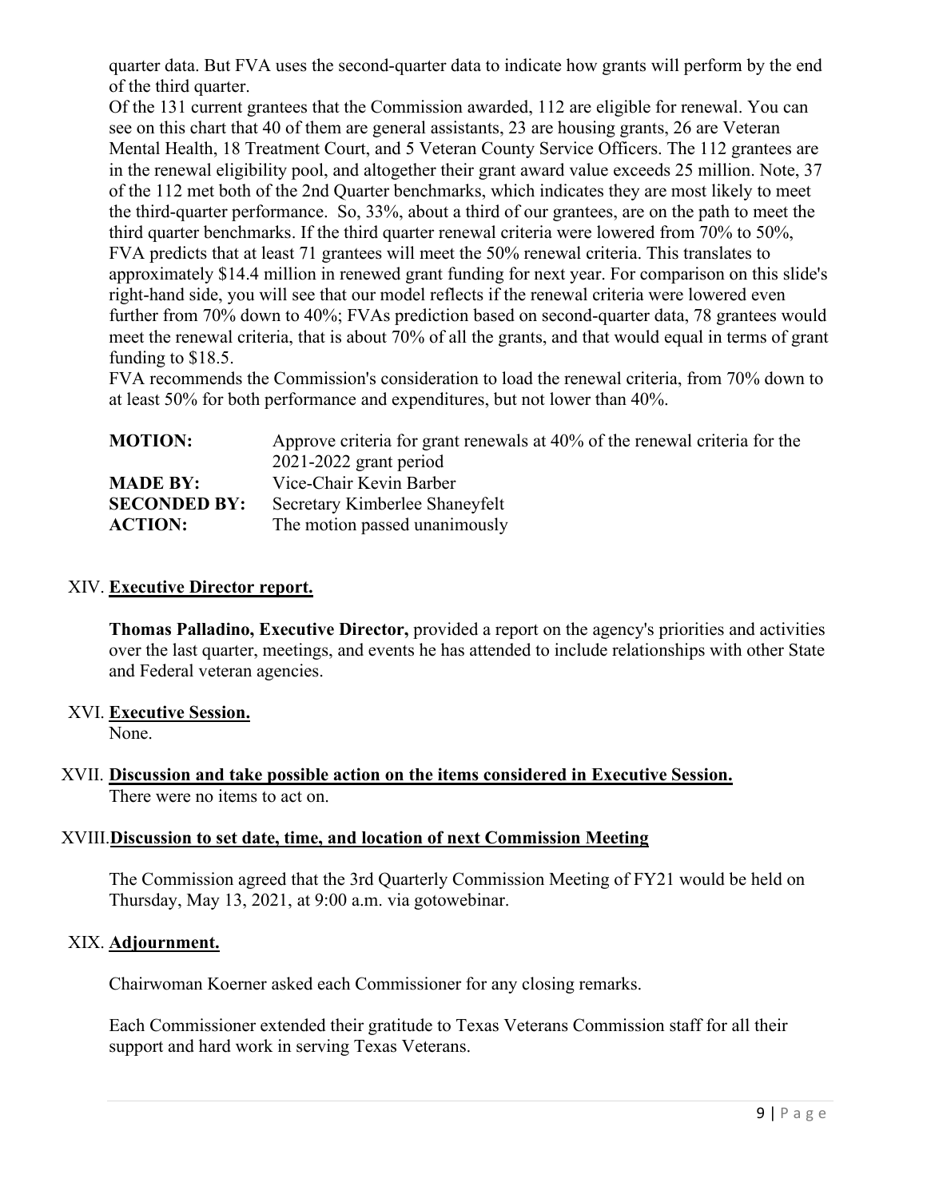quarter data. But FVA uses the second-quarter data to indicate how grants will perform by the end of the third quarter.

Of the 131 current grantees that the Commission awarded, 112 are eligible for renewal. You can see on this chart that 40 of them are general assistants, 23 are housing grants, 26 are Veteran Mental Health, 18 Treatment Court, and 5 Veteran County Service Officers. The 112 grantees are in the renewal eligibility pool, and altogether their grant award value exceeds 25 million. Note, 37 of the 112 met both of the 2nd Quarter benchmarks, which indicates they are most likely to meet the third-quarter performance. So, 33%, about a third of our grantees, are on the path to meet the third quarter benchmarks. If the third quarter renewal criteria were lowered from 70% to 50%, FVA predicts that at least 71 grantees will meet the 50% renewal criteria. This translates to approximately $14.4 million in renewed grant funding for next year. For comparison on this slide's right-hand side, you will see that our model reflects if the renewal criteria were lowered even further from 70% down to 40%; FVAs prediction based on second-quarter data, 78 grantees would meet the renewal criteria, that is about 70% of all the grants, and that would equal in terms of grant funding to $18.5.

FVA recommends the Commission's consideration to load the renewal criteria, from 70% down to at least 50% for both performance and expenditures, but not lower than 40%.

| | |
|---|---|
| **MOTION:** | Approve criteria for grant renewals at 40% of the renewal criteria for the 2021-2022 grant period |
| **MADE BY:** | Vice-Chair Kevin Barber |
| **SECONDED BY:** | Secretary Kimberlee Shaneyfelt |
| **ACTION:** | The motion passed unanimously |

## XIV. Executive Director report.

**Thomas Palladino, Executive Director,** provided a report on the agency's priorities and activities over the last quarter, meetings, and events he has attended to include relationships with other State and Federal veteran agencies.

## XVI. Executive Session.

None.

## XVII. Discussion and take possible action on the items considered in Executive Session.

There were no items to act on.

## XVIII. Discussion to set date, time, and location of next Commission Meeting

The Commission agreed that the 3rd Quarterly Commission Meeting of FY21 would be held on Thursday, May 13, 2021, at 9:00 a.m. via gotowebinar.

## XIX. Adjournment.

Chairwoman Koerner asked each Commissioner for any closing remarks.

Each Commissioner extended their gratitude to Texas Veterans Commission staff for all their support and hard work in serving Texas Veterans.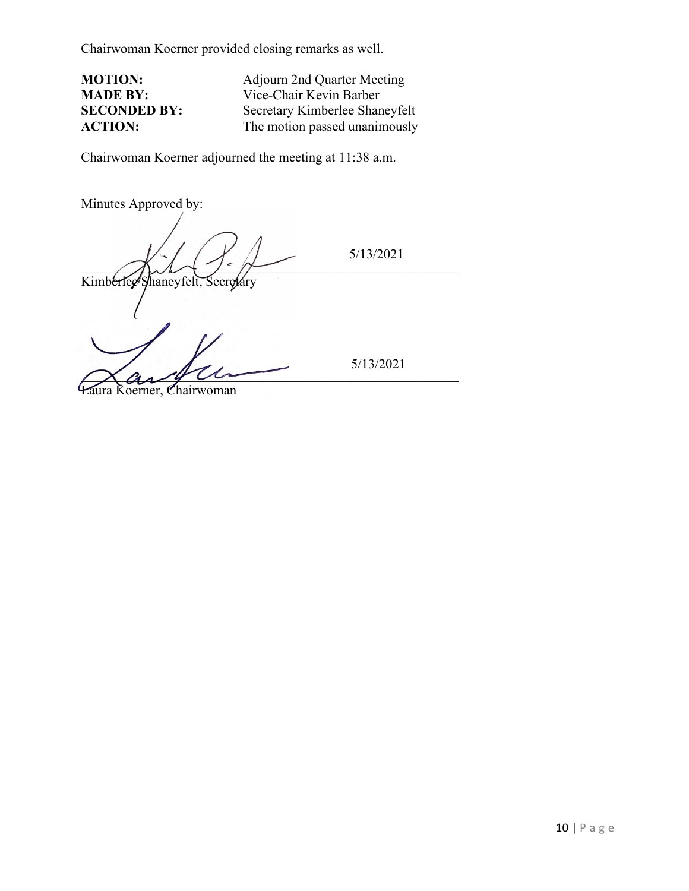Chairwoman Koerner provided closing remarks as well.

**MOTION:** Adjourn 2nd Quarter Meeting
**MADE BY:** Vice-Chair Kevin Barber
**SECONDED BY:** Secretary Kimberlee Shaneyfelt
**ACTION:** The motion passed unanimously

Chairwoman Koerner adjourned the meeting at 11:38 a.m.

Minutes Approved by:

5/13/2021

Kimberlee Shaneyfelt, Secretary

5/13/2021

Laura Koerner, Chairwoman